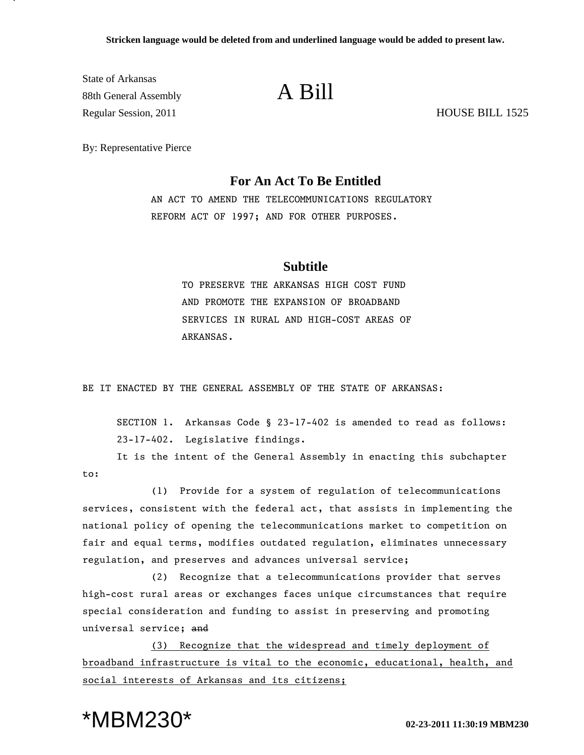**Stricken language would be deleted from and underlined language would be added to present law.**

State of Arkansas
88th General Assembly
Regular Session, 2011

# A Bill

HOUSE BILL 1525

By: Representative Pierce

## For An Act To Be Entitled

AN ACT TO AMEND THE TELECOMMUNICATIONS REGULATORY REFORM ACT OF 1997; AND FOR OTHER PURPOSES.

## Subtitle

TO PRESERVE THE ARKANSAS HIGH COST FUND AND PROMOTE THE EXPANSION OF BROADBAND SERVICES IN RURAL AND HIGH-COST AREAS OF ARKANSAS.

BE IT ENACTED BY THE GENERAL ASSEMBLY OF THE STATE OF ARKANSAS:

SECTION 1. Arkansas Code § 23-17-402 is amended to read as follows:

23-17-402. Legislative findings.

It is the intent of the General Assembly in enacting this subchapter to:

(1) Provide for a system of regulation of telecommunications services, consistent with the federal act, that assists in implementing the national policy of opening the telecommunications market to competition on fair and equal terms, modifies outdated regulation, eliminates unnecessary regulation, and preserves and advances universal service;

(2) Recognize that a telecommunications provider that serves high-cost rural areas or exchanges faces unique circumstances that require special consideration and funding to assist in preserving and promoting universal service; ~~and~~

<u>(3) Recognize that the widespread and timely deployment of broadband infrastructure is vital to the economic, educational, health, and social interests of Arkansas and its citizens;</u>

*MBM230*

02-23-2011 11:30:19 MBM230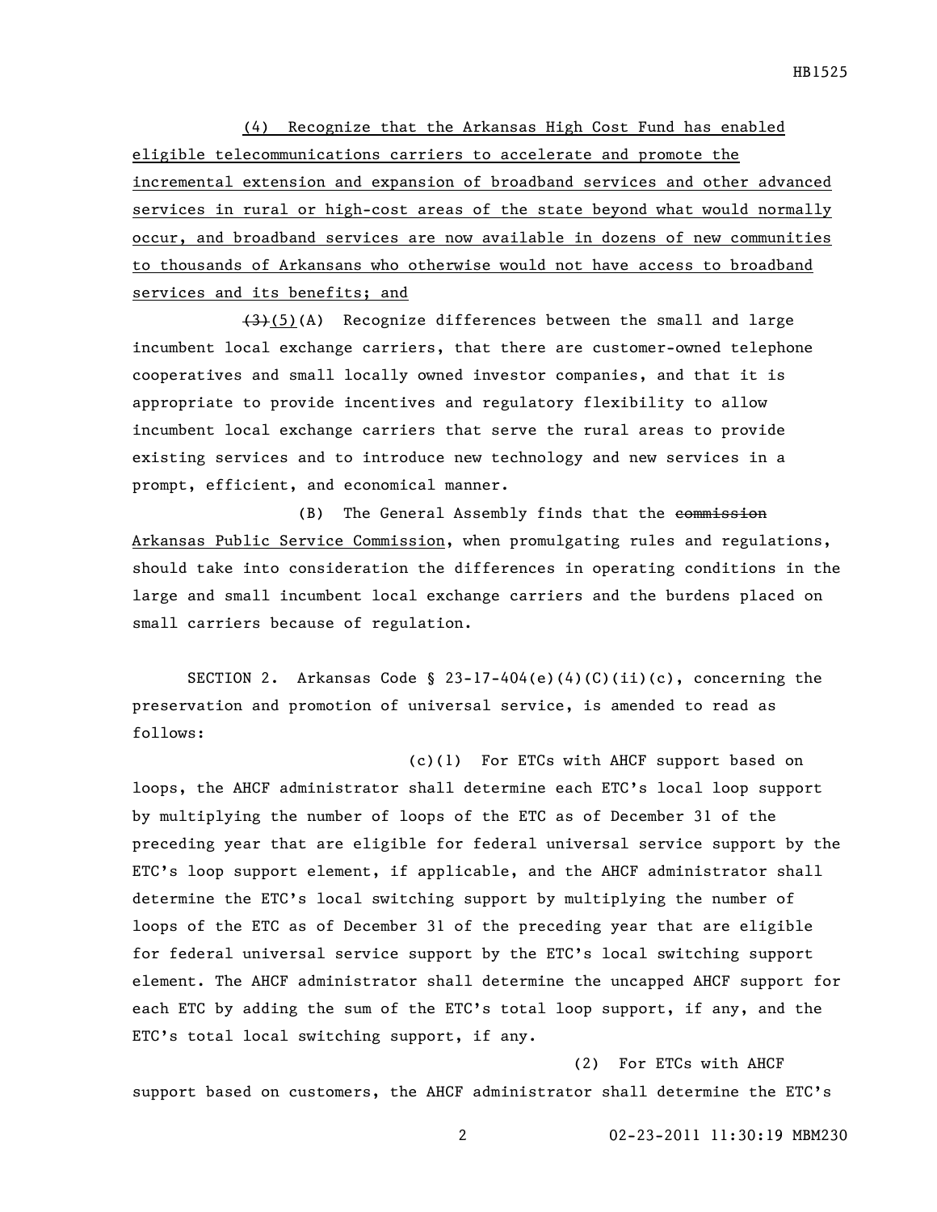(4) Recognize that the Arkansas High Cost Fund has enabled eligible telecommunications carriers to accelerate and promote the incremental extension and expansion of broadband services and other advanced services in rural or high-cost areas of the state beyond what would normally occur, and broadband services are now available in dozens of new communities to thousands of Arkansans who otherwise would not have access to broadband services and its benefits; and

~~(3)~~(5)(A) Recognize differences between the small and large incumbent local exchange carriers, that there are customer-owned telephone cooperatives and small locally owned investor companies, and that it is appropriate to provide incentives and regulatory flexibility to allow incumbent local exchange carriers that serve the rural areas to provide existing services and to introduce new technology and new services in a prompt, efficient, and economical manner.

(B) The General Assembly finds that the ~~commission~~ Arkansas Public Service Commission, when promulgating rules and regulations, should take into consideration the differences in operating conditions in the large and small incumbent local exchange carriers and the burdens placed on small carriers because of regulation.

SECTION 2. Arkansas Code § 23-17-404(e)(4)(C)(ii)(c), concerning the preservation and promotion of universal service, is amended to read as follows:

(c)(1) For ETCs with AHCF support based on loops, the AHCF administrator shall determine each ETC's local loop support by multiplying the number of loops of the ETC as of December 31 of the preceding year that are eligible for federal universal service support by the ETC's loop support element, if applicable, and the AHCF administrator shall determine the ETC's local switching support by multiplying the number of loops of the ETC as of December 31 of the preceding year that are eligible for federal universal service support by the ETC's local switching support element. The AHCF administrator shall determine the uncapped AHCF support for each ETC by adding the sum of the ETC's total loop support, if any, and the ETC's total local switching support, if any.

(2) For ETCs with AHCF support based on customers, the AHCF administrator shall determine the ETC's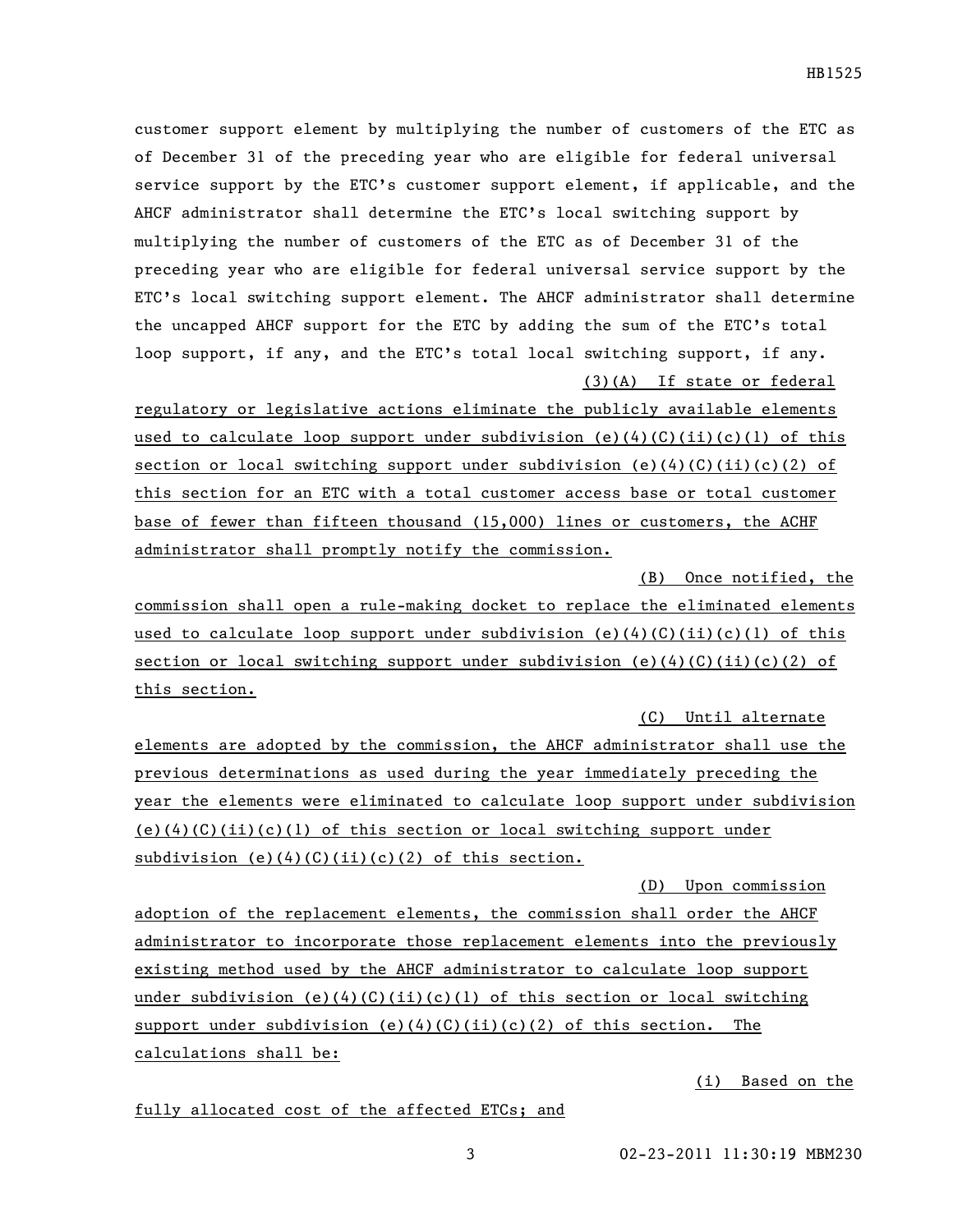customer support element by multiplying the number of customers of the ETC as of December 31 of the preceding year who are eligible for federal universal service support by the ETC's customer support element, if applicable, and the AHCF administrator shall determine the ETC's local switching support by multiplying the number of customers of the ETC as of December 31 of the preceding year who are eligible for federal universal service support by the ETC's local switching support element. The AHCF administrator shall determine the uncapped AHCF support for the ETC by adding the sum of the ETC's total loop support, if any, and the ETC's total local switching support, if any.

(3)(A) If state or federal regulatory or legislative actions eliminate the publicly available elements used to calculate loop support under subdivision (e)(4)(C)(ii)(c)(1) of this section or local switching support under subdivision (e)(4)(C)(ii)(c)(2) of this section for an ETC with a total customer access base or total customer base of fewer than fifteen thousand (15,000) lines or customers, the ACHF administrator shall promptly notify the commission.

(B) Once notified, the commission shall open a rule-making docket to replace the eliminated elements used to calculate loop support under subdivision (e)(4)(C)(ii)(c)(1) of this section or local switching support under subdivision (e)(4)(C)(ii)(c)(2) of this section.

(C) Until alternate elements are adopted by the commission, the AHCF administrator shall use the previous determinations as used during the year immediately preceding the year the elements were eliminated to calculate loop support under subdivision (e)(4)(C)(ii)(c)(1) of this section or local switching support under subdivision (e)(4)(C)(ii)(c)(2) of this section.

(D) Upon commission adoption of the replacement elements, the commission shall order the AHCF administrator to incorporate those replacement elements into the previously existing method used by the AHCF administrator to calculate loop support under subdivision (e)(4)(C)(ii)(c)(1) of this section or local switching support under subdivision (e)(4)(C)(ii)(c)(2) of this section. The calculations shall be:

(i) Based on the fully allocated cost of the affected ETCs; and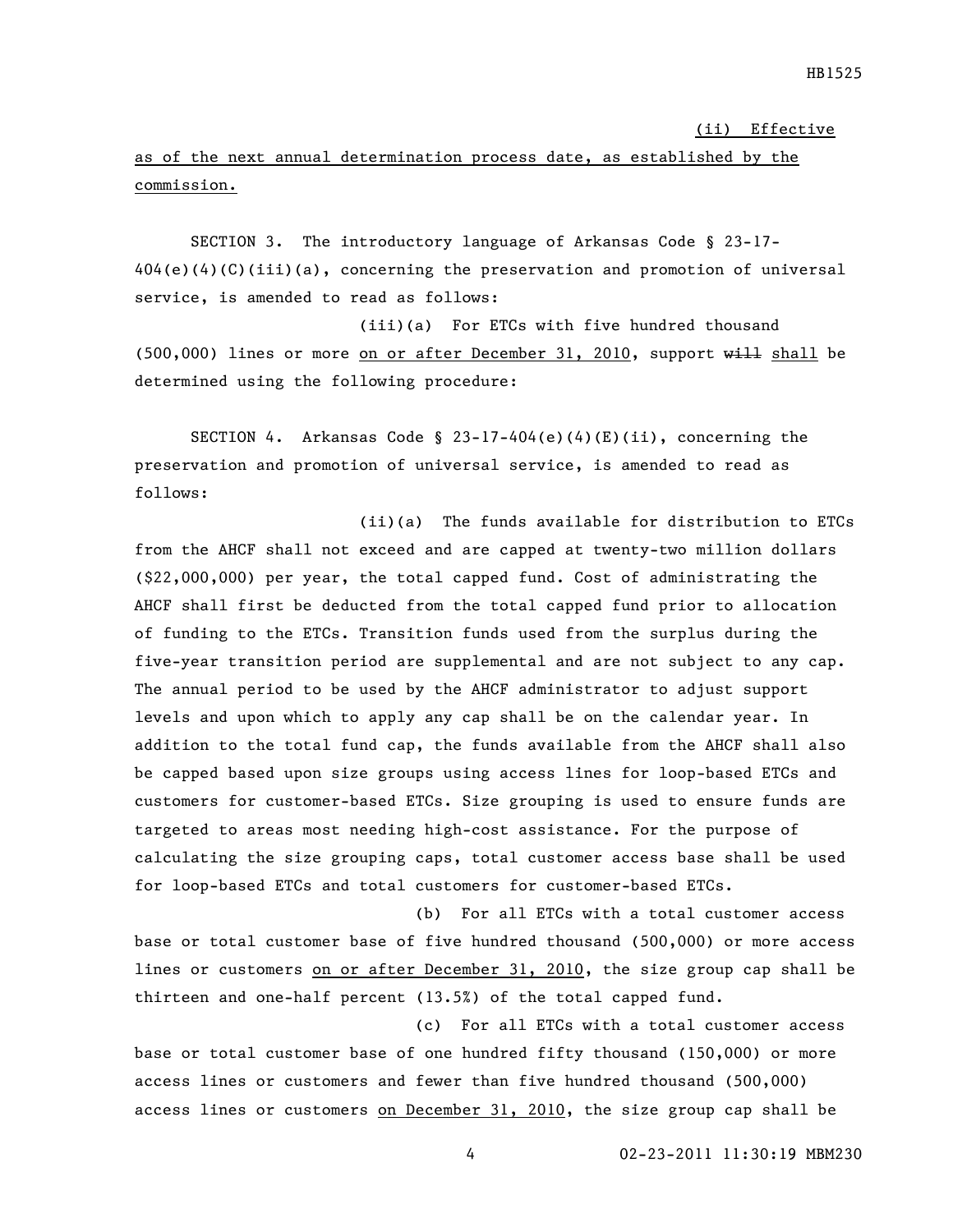(ii) Effective as of the next annual determination process date, as established by the commission.

SECTION 3. The introductory language of Arkansas Code § 23-17-404(e)(4)(C)(iii)(a), concerning the preservation and promotion of universal service, is amended to read as follows:

(iii)(a) For ETCs with five hundred thousand (500,000) lines or more on or after December 31, 2010, support ~~will~~ shall be determined using the following procedure:

SECTION 4. Arkansas Code § 23-17-404(e)(4)(E)(ii), concerning the preservation and promotion of universal service, is amended to read as follows:

(ii)(a) The funds available for distribution to ETCs from the AHCF shall not exceed and are capped at twenty-two million dollars ($22,000,000) per year, the total capped fund. Cost of administrating the AHCF shall first be deducted from the total capped fund prior to allocation of funding to the ETCs. Transition funds used from the surplus during the five-year transition period are supplemental and are not subject to any cap. The annual period to be used by the AHCF administrator to adjust support levels and upon which to apply any cap shall be on the calendar year. In addition to the total fund cap, the funds available from the AHCF shall also be capped based upon size groups using access lines for loop-based ETCs and customers for customer-based ETCs. Size grouping is used to ensure funds are targeted to areas most needing high-cost assistance. For the purpose of calculating the size grouping caps, total customer access base shall be used for loop-based ETCs and total customers for customer-based ETCs.

(b) For all ETCs with a total customer access base or total customer base of five hundred thousand (500,000) or more access lines or customers on or after December 31, 2010, the size group cap shall be thirteen and one-half percent (13.5%) of the total capped fund.

(c) For all ETCs with a total customer access base or total customer base of one hundred fifty thousand (150,000) or more access lines or customers and fewer than five hundred thousand (500,000) access lines or customers on December 31, 2010, the size group cap shall be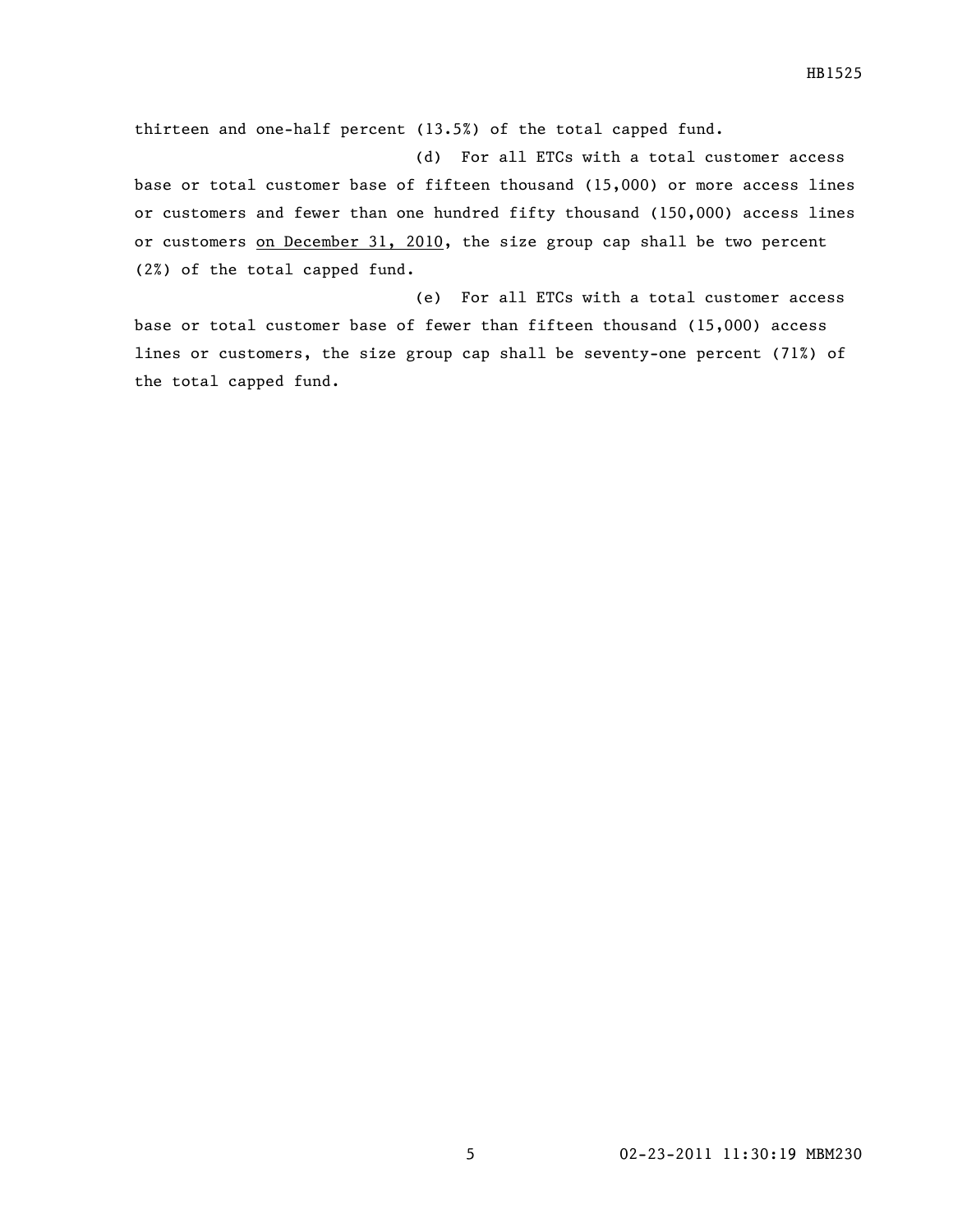thirteen and one-half percent (13.5%) of the total capped fund.

(d) For all ETCs with a total customer access base or total customer base of fifteen thousand (15,000) or more access lines or customers and fewer than one hundred fifty thousand (150,000) access lines or customers <u>on December 31, 2010</u>, the size group cap shall be two percent (2%) of the total capped fund.

(e) For all ETCs with a total customer access base or total customer base of fewer than fifteen thousand (15,000) access lines or customers, the size group cap shall be seventy-one percent (71%) of the total capped fund.

02-23-2011 11:30:19 MBM230